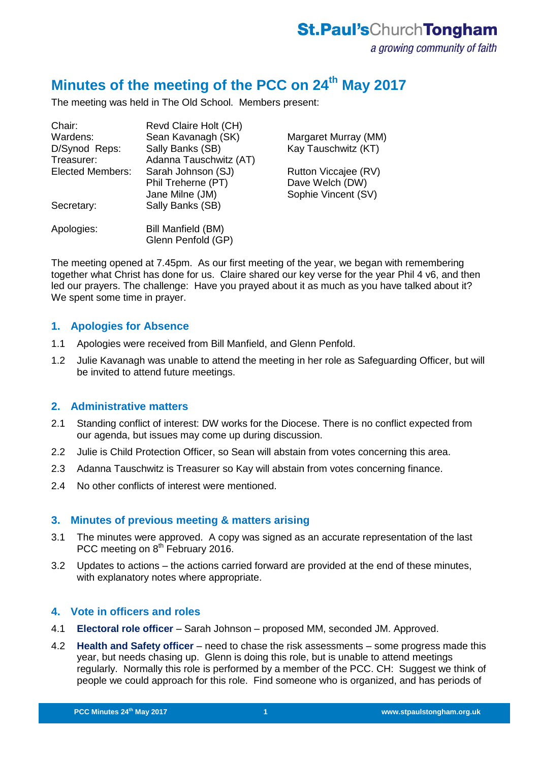# Minutes of the meeting of the PCC on 24th May 2017

The meeting was held in The Old School. Members present:

| | | |
|---|---|---|
| Chair: | Revd Claire Holt (CH) | |
| Wardens: | Sean Kavanagh (SK) | Margaret Murray (MM) |
| D/Synod Reps: | Sally Banks (SB) | Kay Tauschwitz (KT) |
| Treasurer: | Adanna Tauschwitz (AT) | |
| Elected Members: | Sarah Johnson (SJ) | Rutton Viccajee (RV) |
| | Phil Treherne (PT) | Dave Welch (DW) |
| | Jane Milne (JM) | Sophie Vincent (SV) |
| Secretary: | Sally Banks (SB) | |
| Apologies: | Bill Manfield (BM) | |
| | Glenn Penfold (GP) | |

The meeting opened at 7.45pm. As our first meeting of the year, we began with remembering together what Christ has done for us. Claire shared our key verse for the year Phil 4 v6, and then led our prayers. The challenge: Have you prayed about it as much as you have talked about it? We spent some time in prayer.

## 1. Apologies for Absence

1.1 Apologies were received from Bill Manfield, and Glenn Penfold.

1.2 Julie Kavanagh was unable to attend the meeting in her role as Safeguarding Officer, but will be invited to attend future meetings.

## 2. Administrative matters

2.1 Standing conflict of interest: DW works for the Diocese. There is no conflict expected from our agenda, but issues may come up during discussion.

2.2 Julie is Child Protection Officer, so Sean will abstain from votes concerning this area.

2.3 Adanna Tauschwitz is Treasurer so Kay will abstain from votes concerning finance.

2.4 No other conflicts of interest were mentioned.

## 3. Minutes of previous meeting & matters arising

3.1 The minutes were approved. A copy was signed as an accurate representation of the last PCC meeting on 8th February 2016.

3.2 Updates to actions – the actions carried forward are provided at the end of these minutes, with explanatory notes where appropriate.

## 4. Vote in officers and roles

4.1 **Electoral role officer** – Sarah Johnson – proposed MM, seconded JM. Approved.

4.2 **Health and Safety officer** – need to chase the risk assessments – some progress made this year, but needs chasing up. Glenn is doing this role, but is unable to attend meetings regularly. Normally this role is performed by a member of the PCC. CH: Suggest we think of people we could approach for this role. Find someone who is organized, and has periods of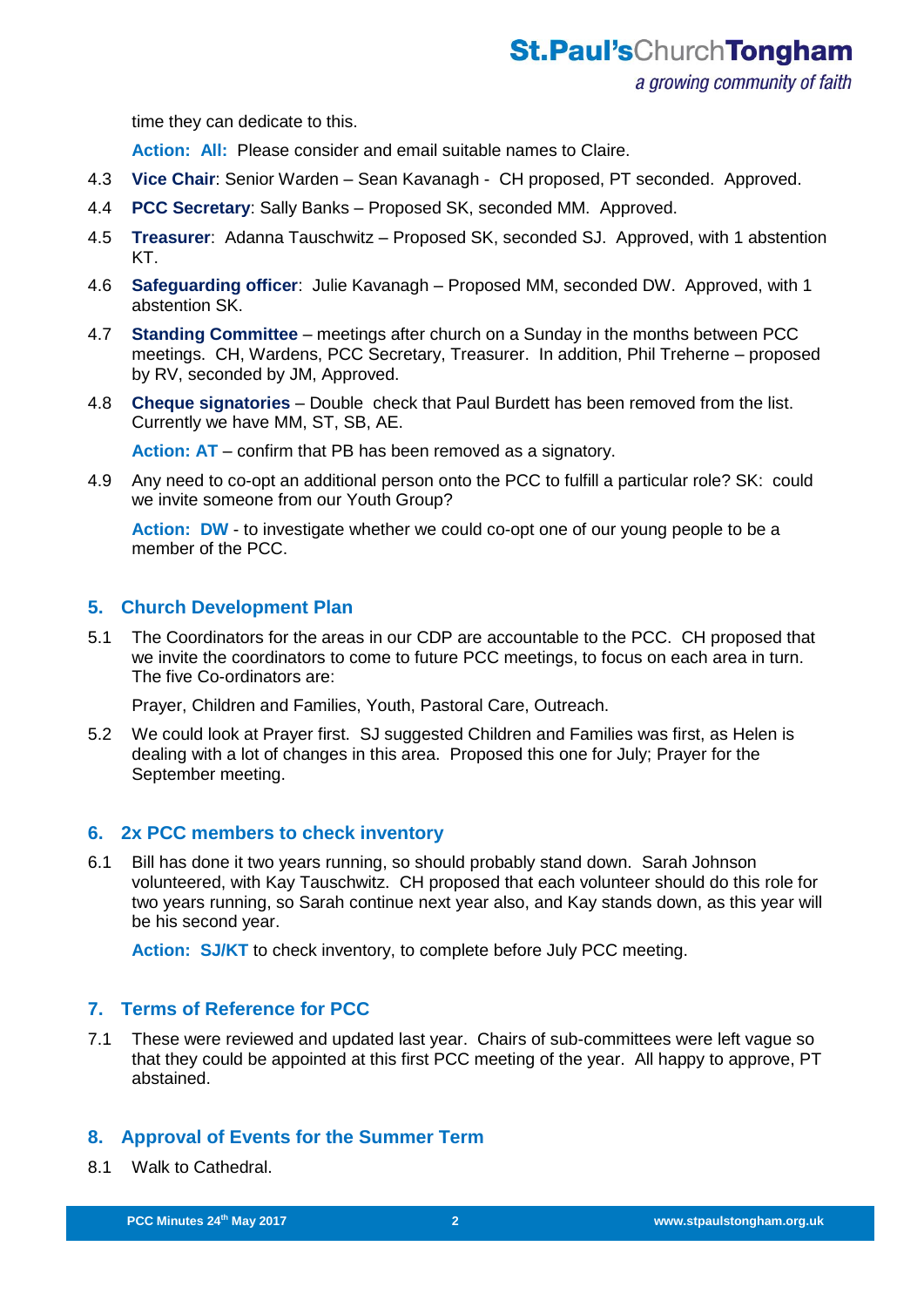time they can dedicate to this.

**Action: All:** Please consider and email suitable names to Claire.

4.3 **Vice Chair**: Senior Warden – Sean Kavanagh - CH proposed, PT seconded. Approved.

4.4 **PCC Secretary**: Sally Banks – Proposed SK, seconded MM. Approved.

4.5 **Treasurer**: Adanna Tauschwitz – Proposed SK, seconded SJ. Approved, with 1 abstention KT.

4.6 **Safeguarding officer**: Julie Kavanagh – Proposed MM, seconded DW. Approved, with 1 abstention SK.

4.7 **Standing Committee** – meetings after church on a Sunday in the months between PCC meetings. CH, Wardens, PCC Secretary, Treasurer. In addition, Phil Treherne – proposed by RV, seconded by JM, Approved.

4.8 **Cheque signatories** – Double check that Paul Burdett has been removed from the list. Currently we have MM, ST, SB, AE.

**Action: AT** – confirm that PB has been removed as a signatory.

4.9 Any need to co-opt an additional person onto the PCC to fulfill a particular role? SK: could we invite someone from our Youth Group?

**Action: DW** - to investigate whether we could co-opt one of our young people to be a member of the PCC.

## 5. Church Development Plan

5.1 The Coordinators for the areas in our CDP are accountable to the PCC. CH proposed that we invite the coordinators to come to future PCC meetings, to focus on each area in turn. The five Co-ordinators are:

Prayer, Children and Families, Youth, Pastoral Care, Outreach.

5.2 We could look at Prayer first. SJ suggested Children and Families was first, as Helen is dealing with a lot of changes in this area. Proposed this one for July; Prayer for the September meeting.

## 6. 2x PCC members to check inventory

6.1 Bill has done it two years running, so should probably stand down. Sarah Johnson volunteered, with Kay Tauschwitz. CH proposed that each volunteer should do this role for two years running, so Sarah continue next year also, and Kay stands down, as this year will be his second year.

**Action: SJ/KT** to check inventory, to complete before July PCC meeting.

## 7. Terms of Reference for PCC

7.1 These were reviewed and updated last year. Chairs of sub-committees were left vague so that they could be appointed at this first PCC meeting of the year. All happy to approve, PT abstained.

## 8. Approval of Events for the Summer Term

8.1 Walk to Cathedral.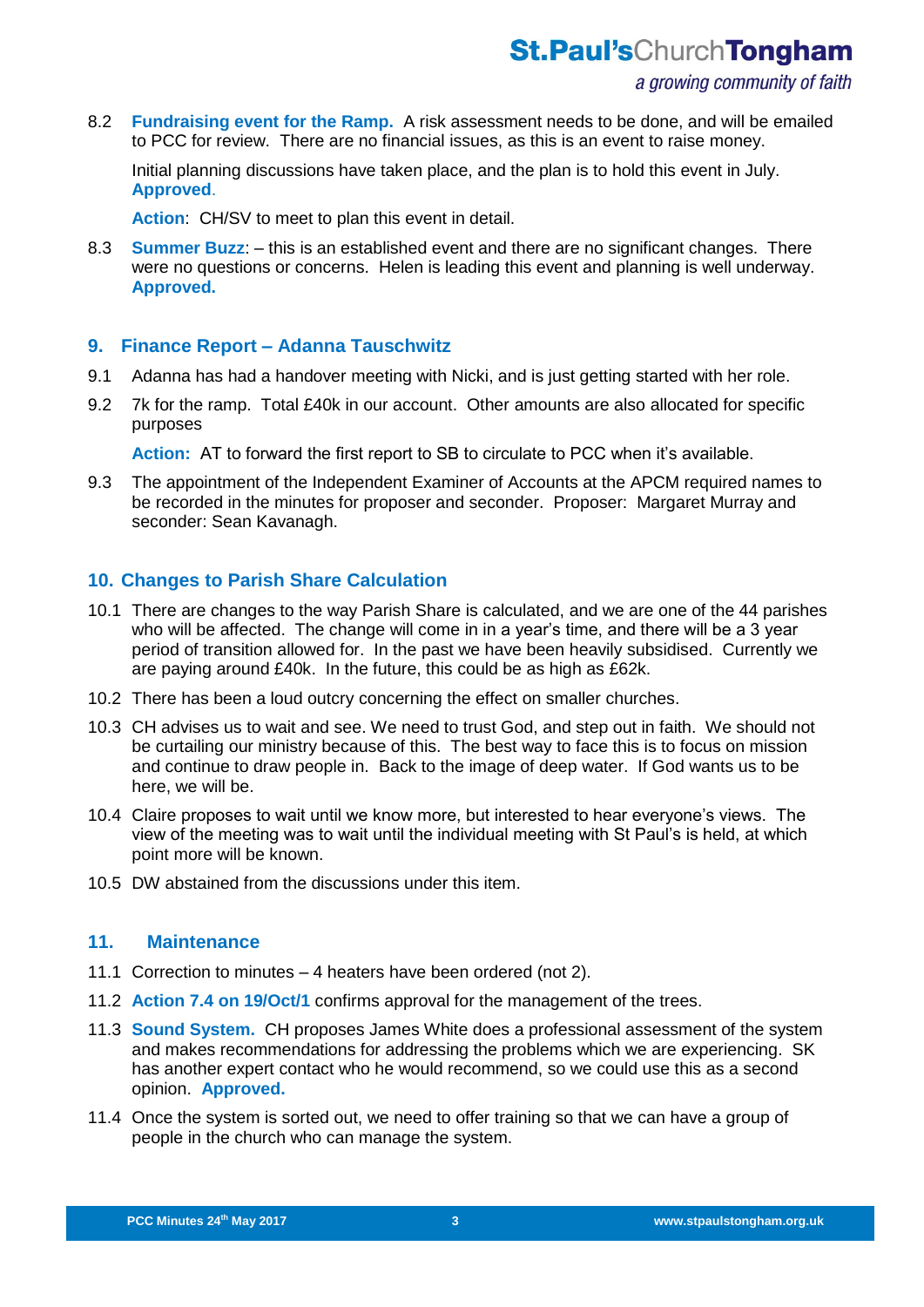8.2 **Fundraising event for the Ramp.** A risk assessment needs to be done, and will be emailed to PCC for review. There are no financial issues, as this is an event to raise money.

Initial planning discussions have taken place, and the plan is to hold this event in July. **Approved**.

**Action**: CH/SV to meet to plan this event in detail.

8.3 **Summer Buzz**: – this is an established event and there are no significant changes. There were no questions or concerns. Helen is leading this event and planning is well underway. **Approved.**

## 9. Finance Report – Adanna Tauschwitz

9.1 Adanna has had a handover meeting with Nicki, and is just getting started with her role.

9.2 7k for the ramp. Total £40k in our account. Other amounts are also allocated for specific purposes

**Action:** AT to forward the first report to SB to circulate to PCC when it's available.

9.3 The appointment of the Independent Examiner of Accounts at the APCM required names to be recorded in the minutes for proposer and seconder. Proposer: Margaret Murray and seconder: Sean Kavanagh.

## 10. Changes to Parish Share Calculation

10.1 There are changes to the way Parish Share is calculated, and we are one of the 44 parishes who will be affected. The change will come in in a year's time, and there will be a 3 year period of transition allowed for. In the past we have been heavily subsidised. Currently we are paying around £40k. In the future, this could be as high as £62k.

10.2 There has been a loud outcry concerning the effect on smaller churches.

10.3 CH advises us to wait and see. We need to trust God, and step out in faith. We should not be curtailing our ministry because of this. The best way to face this is to focus on mission and continue to draw people in. Back to the image of deep water. If God wants us to be here, we will be.

10.4 Claire proposes to wait until we know more, but interested to hear everyone's views. The view of the meeting was to wait until the individual meeting with St Paul's is held, at which point more will be known.

10.5 DW abstained from the discussions under this item.

## 11. Maintenance

11.1 Correction to minutes – 4 heaters have been ordered (not 2).

11.2 **Action 7.4 on 19/Oct/1** confirms approval for the management of the trees.

11.3 **Sound System.** CH proposes James White does a professional assessment of the system and makes recommendations for addressing the problems which we are experiencing. SK has another expert contact who he would recommend, so we could use this as a second opinion. **Approved.**

11.4 Once the system is sorted out, we need to offer training so that we can have a group of people in the church who can manage the system.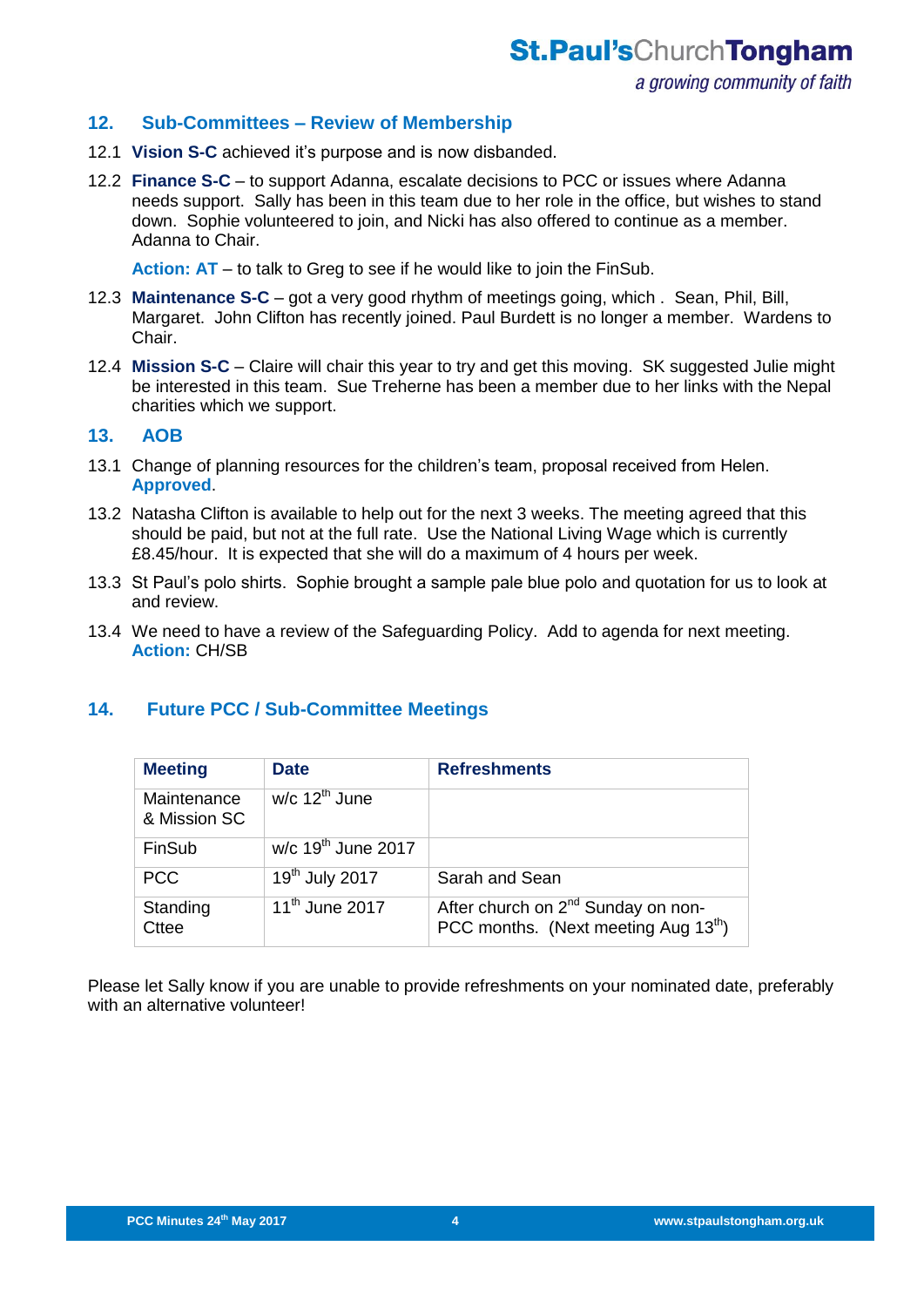## 12. Sub-Committees – Review of Membership

12.1 **Vision S-C** achieved it's purpose and is now disbanded.

12.2 **Finance S-C** – to support Adanna, escalate decisions to PCC or issues where Adanna needs support. Sally has been in this team due to her role in the office, but wishes to stand down. Sophie volunteered to join, and Nicki has also offered to continue as a member. Adanna to Chair.

**Action: AT** – to talk to Greg to see if he would like to join the FinSub.

12.3 **Maintenance S-C** – got a very good rhythm of meetings going, which . Sean, Phil, Bill, Margaret. John Clifton has recently joined. Paul Burdett is no longer a member. Wardens to Chair.

12.4 **Mission S-C** – Claire will chair this year to try and get this moving. SK suggested Julie might be interested in this team. Sue Treherne has been a member due to her links with the Nepal charities which we support.

## 13. AOB

13.1 Change of planning resources for the children's team, proposal received from Helen. **Approved**.

13.2 Natasha Clifton is available to help out for the next 3 weeks. The meeting agreed that this should be paid, but not at the full rate. Use the National Living Wage which is currently £8.45/hour. It is expected that she will do a maximum of 4 hours per week.

13.3 St Paul's polo shirts. Sophie brought a sample pale blue polo and quotation for us to look at and review.

13.4 We need to have a review of the Safeguarding Policy. Add to agenda for next meeting. **Action:** CH/SB

## 14. Future PCC / Sub-Committee Meetings

| Meeting | Date | Refreshments |
|---|---|---|
| Maintenance & Mission SC | w/c 12th June | |
| FinSub | w/c 19th June 2017 | |
| PCC | 19th July 2017 | Sarah and Sean |
| Standing Cttee | 11th June 2017 | After church on 2nd Sunday on non-PCC months. (Next meeting Aug 13th) |

Please let Sally know if you are unable to provide refreshments on your nominated date, preferably with an alternative volunteer!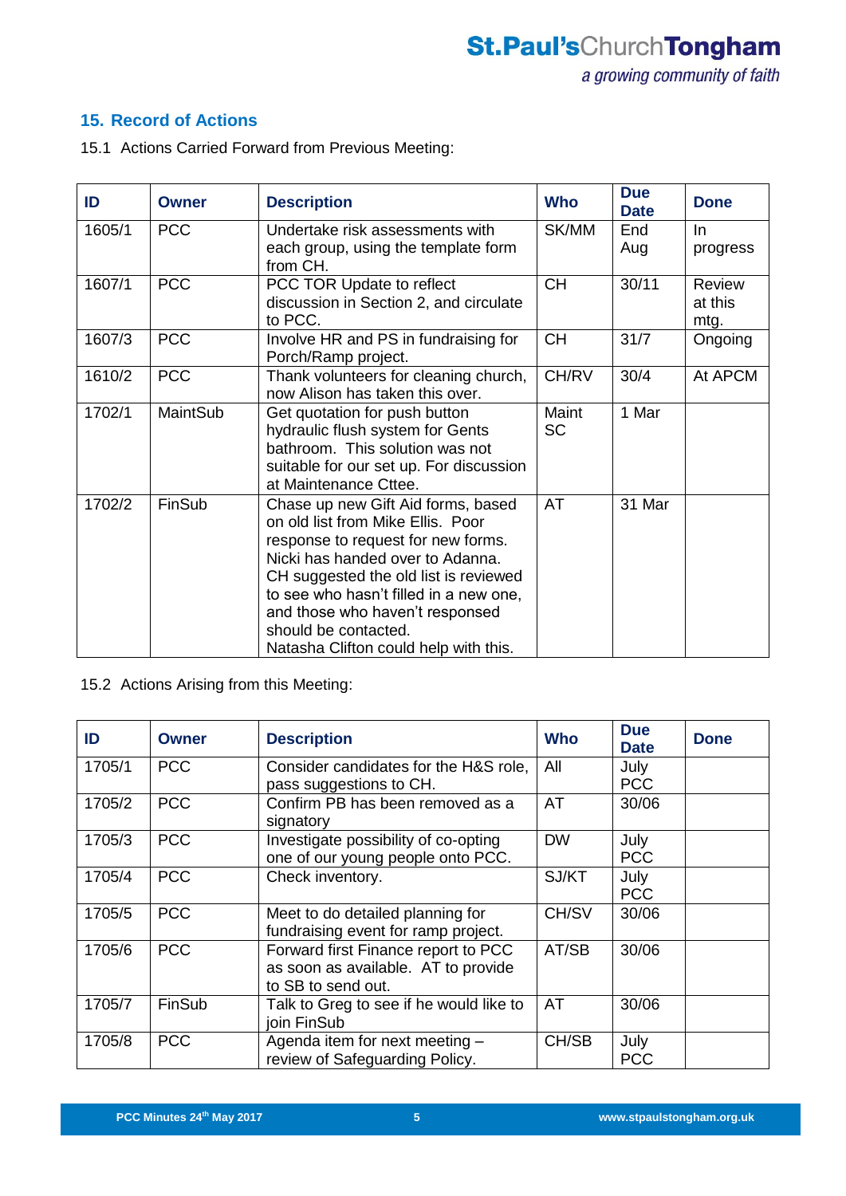## 15. Record of Actions

15.1 Actions Carried Forward from Previous Meeting:

| ID | Owner | Description | Who | Due Date | Done |
|---|---|---|---|---|---|
| 1605/1 | PCC | Undertake risk assessments with each group, using the template form from CH. | SK/MM | End Aug | In progress |
| 1607/1 | PCC | PCC TOR Update to reflect discussion in Section 2, and circulate to PCC. | CH | 30/11 | Review at this mtg. |
| 1607/3 | PCC | Involve HR and PS in fundraising for Porch/Ramp project. | CH | 31/7 | Ongoing |
| 1610/2 | PCC | Thank volunteers for cleaning church, now Alison has taken this over. | CH/RV | 30/4 | At APCM |
| 1702/1 | MaintSub | Get quotation for push button hydraulic flush system for Gents bathroom. This solution was not suitable for our set up. For discussion at Maintenance Cttee. | Maint SC | 1 Mar | |
| 1702/2 | FinSub | Chase up new Gift Aid forms, based on old list from Mike Ellis. Poor response to request for new forms. Nicki has handed over to Adanna. CH suggested the old list is reviewed to see who hasn't filled in a new one, and those who haven't responsed should be contacted. Natasha Clifton could help with this. | AT | 31 Mar | |

15.2 Actions Arising from this Meeting:

| ID | Owner | Description | Who | Due Date | Done |
|---|---|---|---|---|---|
| 1705/1 | PCC | Consider candidates for the H&S role, pass suggestions to CH. | All | July PCC | |
| 1705/2 | PCC | Confirm PB has been removed as a signatory | AT | 30/06 | |
| 1705/3 | PCC | Investigate possibility of co-opting one of our young people onto PCC. | DW | July PCC | |
| 1705/4 | PCC | Check inventory. | SJ/KT | July PCC | |
| 1705/5 | PCC | Meet to do detailed planning for fundraising event for ramp project. | CH/SV | 30/06 | |
| 1705/6 | PCC | Forward first Finance report to PCC as soon as available. AT to provide to SB to send out. | AT/SB | 30/06 | |
| 1705/7 | FinSub | Talk to Greg to see if he would like to join FinSub | AT | 30/06 | |
| 1705/8 | PCC | Agenda item for next meeting – review of Safeguarding Policy. | CH/SB | July PCC | |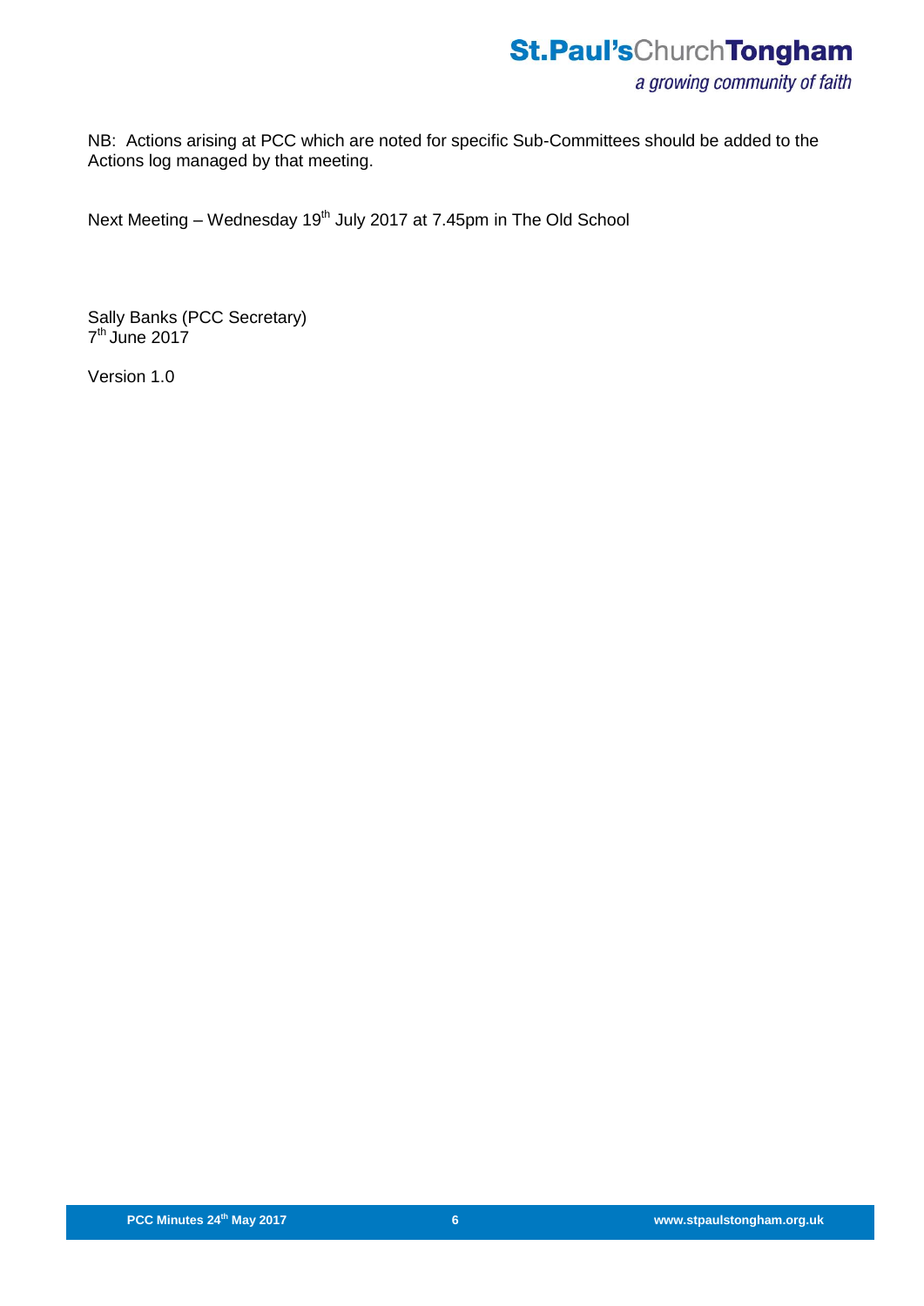NB: Actions arising at PCC which are noted for specific Sub-Committees should be added to the Actions log managed by that meeting.

Next Meeting – Wednesday 19th July 2017 at 7.45pm in The Old School

Sally Banks (PCC Secretary)
7th June 2017

Version 1.0